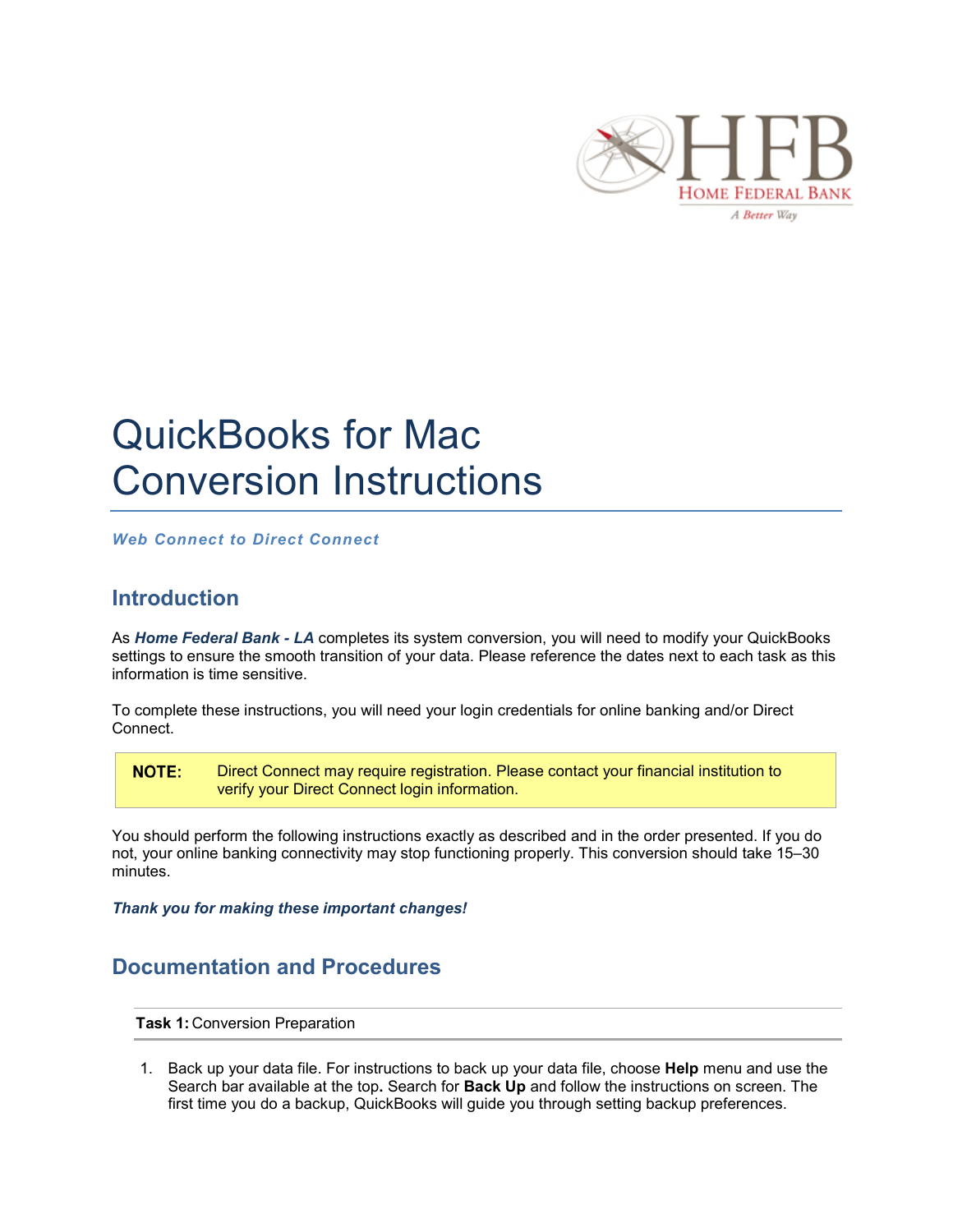# QuickBooks for Mac Conversion Instructions

***Web Connect to Direct Connect***

## Introduction

As ***Home Federal Bank - LA*** completes its system conversion, you will need to modify your QuickBooks settings to ensure the smooth transition of your data. Please reference the dates next to each task as this information is time sensitive.

To complete these instructions, you will need your login credentials for online banking and/or Direct Connect.

> **NOTE:** Direct Connect may require registration. Please contact your financial institution to verify your Direct Connect login information.

You should perform the following instructions exactly as described and in the order presented. If you do not, your online banking connectivity may stop functioning properly. This conversion should take 15–30 minutes.

***Thank you for making these important changes!***

## Documentation and Procedures

**Task 1:** Conversion Preparation

1. Back up your data file. For instructions to back up your data file, choose **Help** menu and use the Search bar available at the top**.** Search for **Back Up** and follow the instructions on screen. The first time you do a backup, QuickBooks will guide you through setting backup preferences.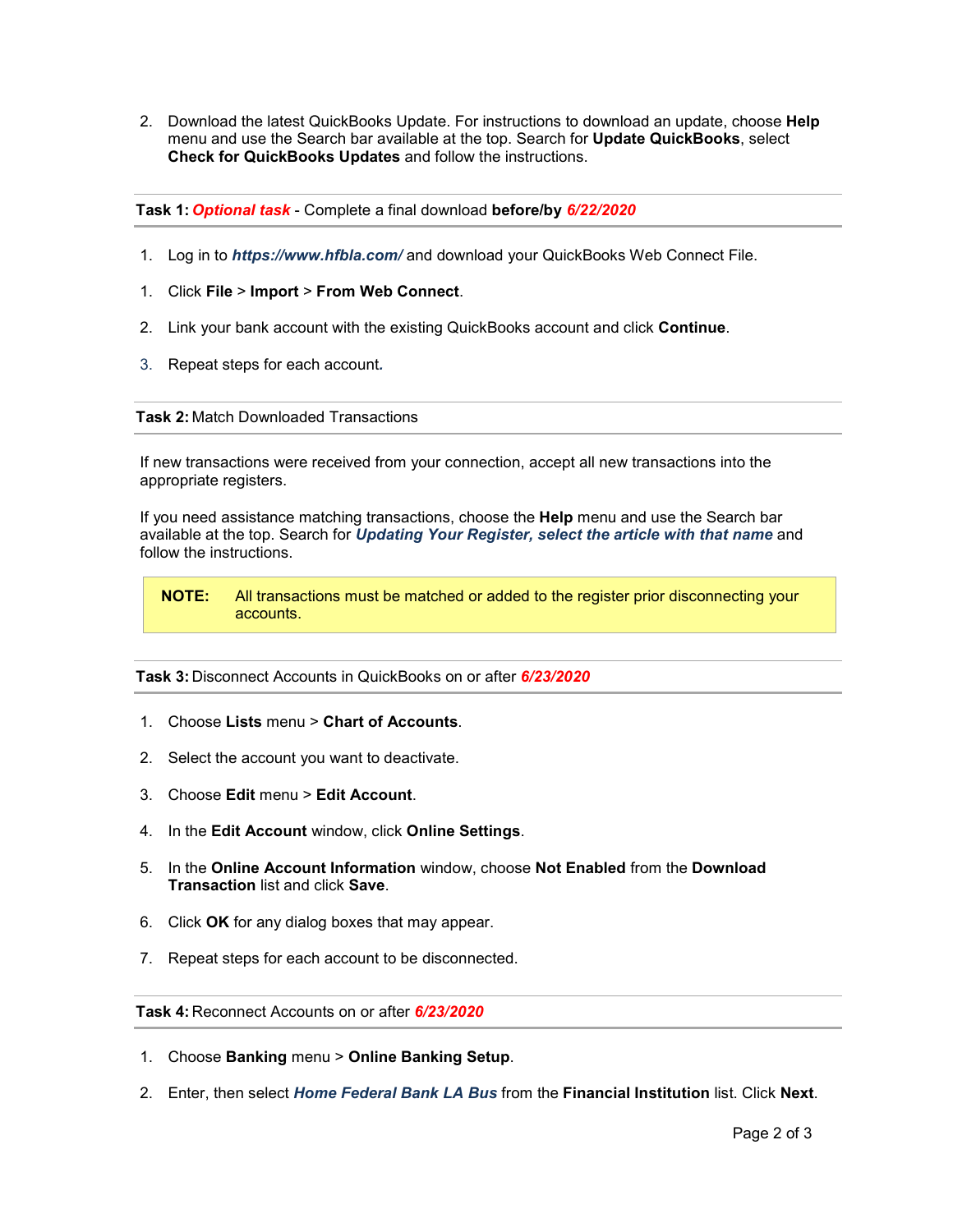2. Download the latest QuickBooks Update. For instructions to download an update, choose **Help** menu and use the Search bar available at the top. Search for **Update QuickBooks**, select **Check for QuickBooks Updates** and follow the instructions.

**Task 1:** ***Optional task*** - Complete a final download **before/by** ***6/22/2020***

1. Log in to ***https://www.hfbla.com/*** and download your QuickBooks Web Connect File.
1. Click **File** > **Import** > **From Web Connect**.
2. Link your bank account with the existing QuickBooks account and click **Continue**.
3. Repeat steps for each account.

**Task 2:** Match Downloaded Transactions

If new transactions were received from your connection, accept all new transactions into the appropriate registers.

If you need assistance matching transactions, choose the **Help** menu and use the Search bar available at the top. Search for ***Updating Your Register, select the article with that name*** and follow the instructions.

> **NOTE:** All transactions must be matched or added to the register prior disconnecting your accounts.

**Task 3:** Disconnect Accounts in QuickBooks on or after ***6/23/2020***

1. Choose **Lists** menu > **Chart of Accounts**.
2. Select the account you want to deactivate.
3. Choose **Edit** menu > **Edit Account**.
4. In the **Edit Account** window, click **Online Settings**.
5. In the **Online Account Information** window, choose **Not Enabled** from the **Download Transaction** list and click **Save**.
6. Click **OK** for any dialog boxes that may appear.
7. Repeat steps for each account to be disconnected.

**Task 4:** Reconnect Accounts on or after ***6/23/2020***

1. Choose **Banking** menu > **Online Banking Setup**.
2. Enter, then select ***Home Federal Bank LA Bus*** from the **Financial Institution** list. Click **Next**.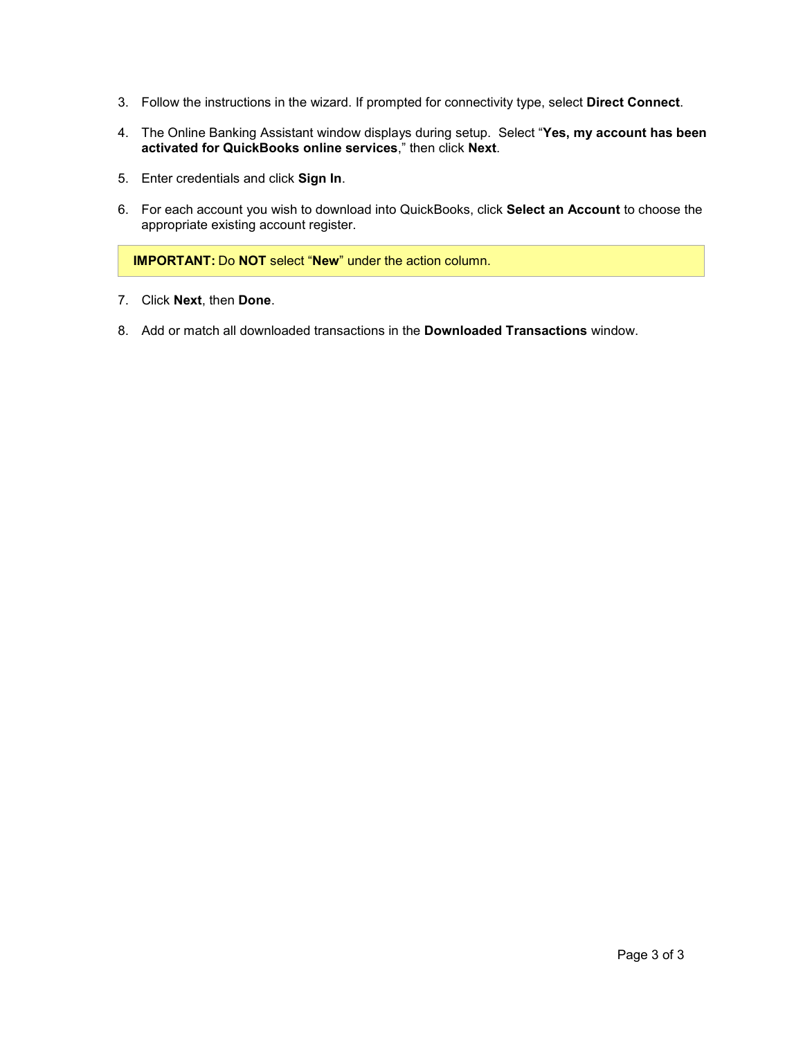3. Follow the instructions in the wizard. If prompted for connectivity type, select **Direct Connect**.

4. The Online Banking Assistant window displays during setup. Select "**Yes, my account has been activated for QuickBooks online services**," then click **Next**.

5. Enter credentials and click **Sign In**.

6. For each account you wish to download into QuickBooks, click **Select an Account** to choose the appropriate existing account register.

> **IMPORTANT:** Do **NOT** select "**New**" under the action column.

7. Click **Next**, then **Done**.

8. Add or match all downloaded transactions in the **Downloaded Transactions** window.